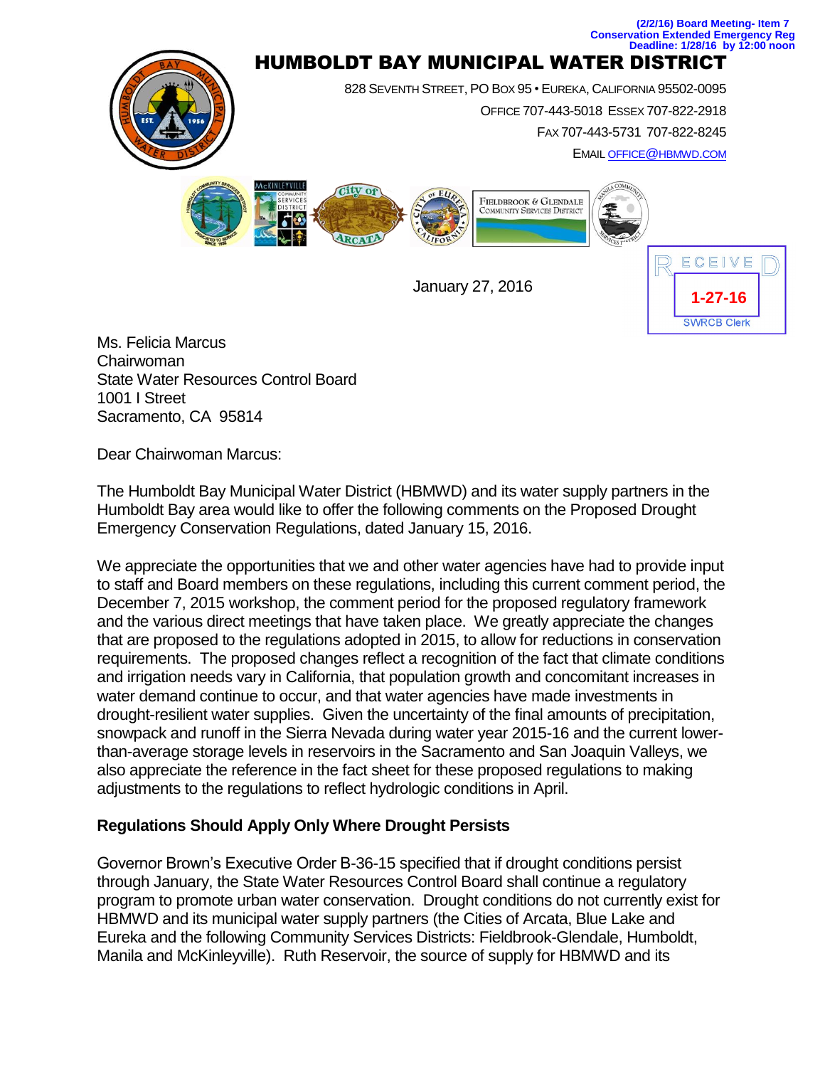(2/2/16) Board Meeting- Item 7
Conservation Extended Emergency Reg
Deadline: 1/28/16 by 12:00 noon

# HUMBOLDT BAY MUNICIPAL WATER DISTRICT

828 SEVENTH STREET, PO BOX 95 • EUREKA, CALIFORNIA 95502-0095
OFFICE 707-443-5018 ESSEX 707-822-2918
FAX 707-443-5731 707-822-8245
EMAIL OFFICE@HBMWD.COM

RECEIVED
1-27-16
SWRCB Clerk

January 27, 2016

Ms. Felicia Marcus
Chairwoman
State Water Resources Control Board
1001 I Street
Sacramento, CA 95814

Dear Chairwoman Marcus:

The Humboldt Bay Municipal Water District (HBMWD) and its water supply partners in the Humboldt Bay area would like to offer the following comments on the Proposed Drought Emergency Conservation Regulations, dated January 15, 2016.

We appreciate the opportunities that we and other water agencies have had to provide input to staff and Board members on these regulations, including this current comment period, the December 7, 2015 workshop, the comment period for the proposed regulatory framework and the various direct meetings that have taken place. We greatly appreciate the changes that are proposed to the regulations adopted in 2015, to allow for reductions in conservation requirements. The proposed changes reflect a recognition of the fact that climate conditions and irrigation needs vary in California, that population growth and concomitant increases in water demand continue to occur, and that water agencies have made investments in drought-resilient water supplies. Given the uncertainty of the final amounts of precipitation, snowpack and runoff in the Sierra Nevada during water year 2015-16 and the current lower-than-average storage levels in reservoirs in the Sacramento and San Joaquin Valleys, we also appreciate the reference in the fact sheet for these proposed regulations to making adjustments to the regulations to reflect hydrologic conditions in April.

**Regulations Should Apply Only Where Drought Persists**

Governor Brown's Executive Order B-36-15 specified that if drought conditions persist through January, the State Water Resources Control Board shall continue a regulatory program to promote urban water conservation. Drought conditions do not currently exist for HBMWD and its municipal water supply partners (the Cities of Arcata, Blue Lake and Eureka and the following Community Services Districts: Fieldbrook-Glendale, Humboldt, Manila and McKinleyville). Ruth Reservoir, the source of supply for HBMWD and its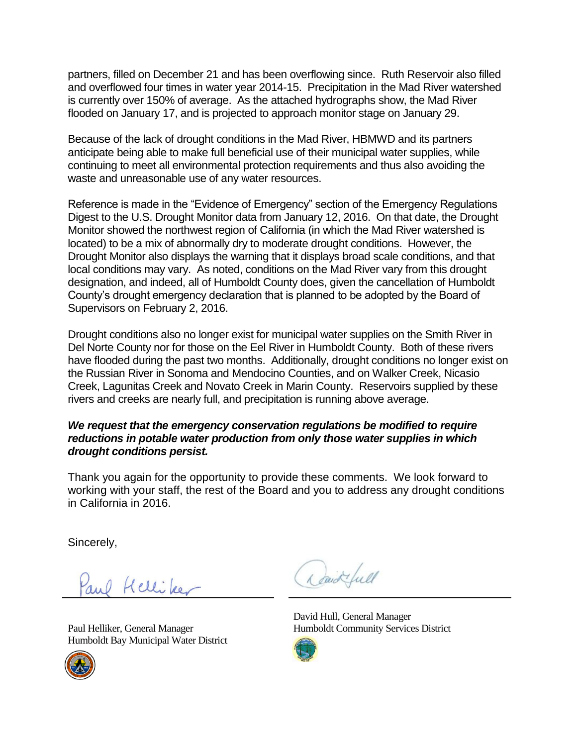partners, filled on December 21 and has been overflowing since. Ruth Reservoir also filled and overflowed four times in water year 2014-15. Precipitation in the Mad River watershed is currently over 150% of average. As the attached hydrographs show, the Mad River flooded on January 17, and is projected to approach monitor stage on January 29.

Because of the lack of drought conditions in the Mad River, HBMWD and its partners anticipate being able to make full beneficial use of their municipal water supplies, while continuing to meet all environmental protection requirements and thus also avoiding the waste and unreasonable use of any water resources.

Reference is made in the "Evidence of Emergency" section of the Emergency Regulations Digest to the U.S. Drought Monitor data from January 12, 2016. On that date, the Drought Monitor showed the northwest region of California (in which the Mad River watershed is located) to be a mix of abnormally dry to moderate drought conditions. However, the Drought Monitor also displays the warning that it displays broad scale conditions, and that local conditions may vary. As noted, conditions on the Mad River vary from this drought designation, and indeed, all of Humboldt County does, given the cancellation of Humboldt County's drought emergency declaration that is planned to be adopted by the Board of Supervisors on February 2, 2016.

Drought conditions also no longer exist for municipal water supplies on the Smith River in Del Norte County nor for those on the Eel River in Humboldt County. Both of these rivers have flooded during the past two months. Additionally, drought conditions no longer exist on the Russian River in Sonoma and Mendocino Counties, and on Walker Creek, Nicasio Creek, Lagunitas Creek and Novato Creek in Marin County. Reservoirs supplied by these rivers and creeks are nearly full, and precipitation is running above average.

***We request that the emergency conservation regulations be modified to require reductions in potable water production from only those water supplies in which drought conditions persist.***

Thank you again for the opportunity to provide these comments. We look forward to working with your staff, the rest of the Board and you to address any drought conditions in California in 2016.

Sincerely,

Paul Helliker, General Manager
Humboldt Bay Municipal Water District

David Hull, General Manager
Humboldt Community Services District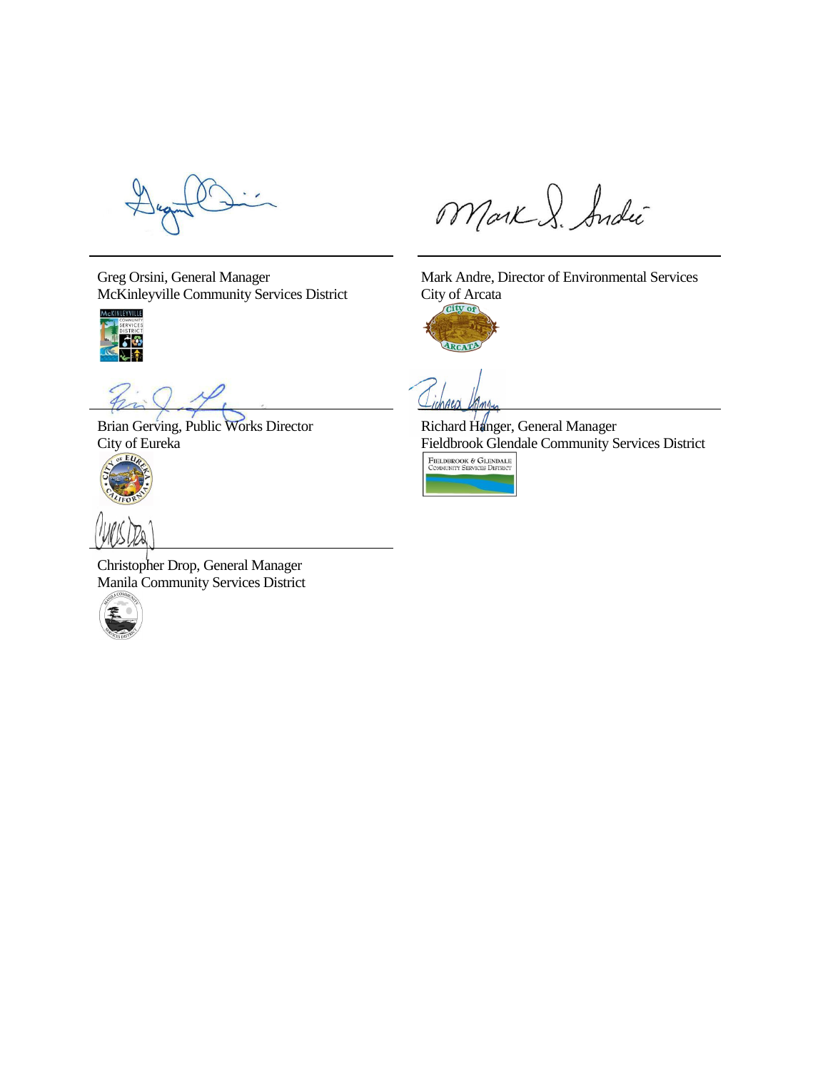Greg Orsini, General Manager
McKinleyville Community Services District

Mark Andre, Director of Environmental Services
City of Arcata

Brian Gerving, Public Works Director
City of Eureka

Richard Hanger, General Manager
Fieldbrook Glendale Community Services District

Christopher Drop, General Manager
Manila Community Services District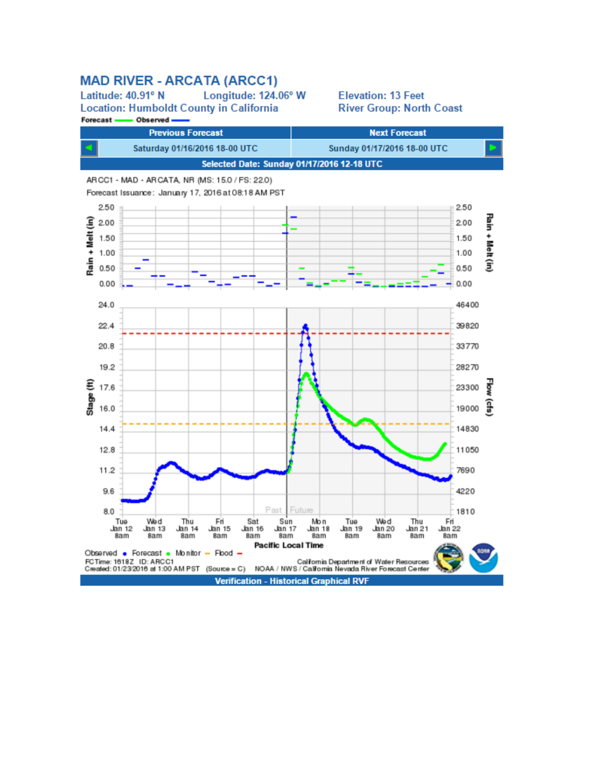# MAD RIVER - ARCATA (ARCC1)

Latitude: 40.91° N    Longitude: 124.06° W    Elevation: 13 Feet

Location: Humboldt County in California    River Group: North Coast

**Forecast** —— **Observed** ——

| Previous Forecast | Next Forecast |
|---|---|
| Saturday 01/16/2016 18-00 UTC | Sunday 01/17/2016 18-00 UTC |

**Selected Date: Sunday 01/17/2016 12-18 UTC**

ARCC1 - MAD - ARCATA, NR (MS: 15.0 / FS: 22.0)

Forecast Issuance: January 17, 2016 at 08:18 AM PST

Rain + Melt (in): 0.00, 0.50, 1.00, 1.50, 2.00, 2.50

Stage (ft): 8.0, 9.6, 11.2, 12.8, 14.4, 16.0, 17.6, 19.2, 20.8, 22.4, 24.0

Flow (cfs): 1810, 4220, 7690, 11050, 14830, 19000, 23300, 28270, 33770, 39820, 46400

Past | Future

Tue Jan 12 8am — Wed Jan 13 8am — Thu Jan 14 8am — Fri Jan 15 8am — Sat Jan 16 8am — Sun Jan 17 8am — Mon Jan 18 8am — Tue Jan 19 8am — Wed Jan 20 8am — Thu Jan 21 8am — Fri Jan 22 8am

**Pacific Local Time**

Observed • Forecast • Monitor — Flood —

FCTime: 1618Z ID: ARCC1

Created: 01/23/2016 at 1:00 AM PST (Source = C)

California Department of Water Resources

NOAA / NWS / California Nevada River Forecast Center

**Verification - Historical Graphical RVF**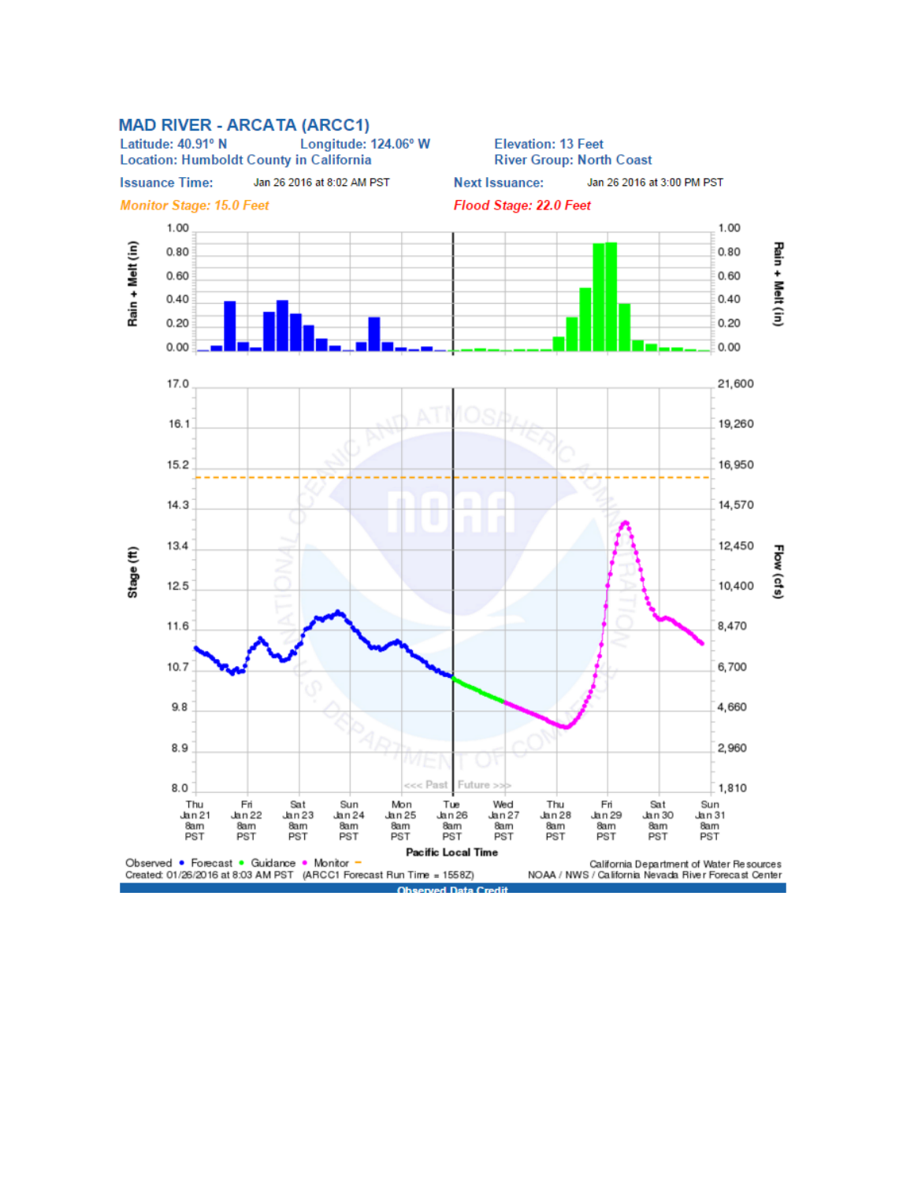## MAD RIVER - ARCATA (ARCC1)

Latitude: 40.91° N Longitude: 124.06° W

Location: Humboldt County in California

Elevation: 13 Feet

River Group: North Coast

**Issuance Time:** Jan 26 2016 at 8:02 AM PST

**Next Issuance:** Jan 26 2016 at 3:00 PM PST

*Monitor Stage: 15.0 Feet*

*Flood Stage: 22.0 Feet*

Rain + Melt (in)

1.00
0.80
0.60
0.40
0.20
0.00

Stage (ft)

17.0
16.1
15.2
14.3
13.4
12.5
11.6
10.7
9.8
8.9
8.0

Flow (cfs)

21,600
19,260
16,950
14,570
12,450
10,400
8,470
6,700
4,660
2,960
1,810

<<< Past | Future >>>

Thu Jan 21 8am PST
Fri Jan 22 8am PST
Sat Jan 23 8am PST
Sun Jan 24 8am PST
Mon Jan 25 8am PST
Tue Jan 26 8am PST
Wed Jan 27 8am PST
Thu Jan 28 8am PST
Fri Jan 29 8am PST
Sat Jan 30 8am PST
Sun Jan 31 8am PST

Pacific Local Time

Observed • Forecast • Guidance • Monitor –

Created: 01/26/2016 at 8:03 AM PST (ARCC1 Forecast Run Time = 1558Z)

California Department of Water Resources

NOAA / NWS / California Nevada River Forecast Center

Observed Data Credit